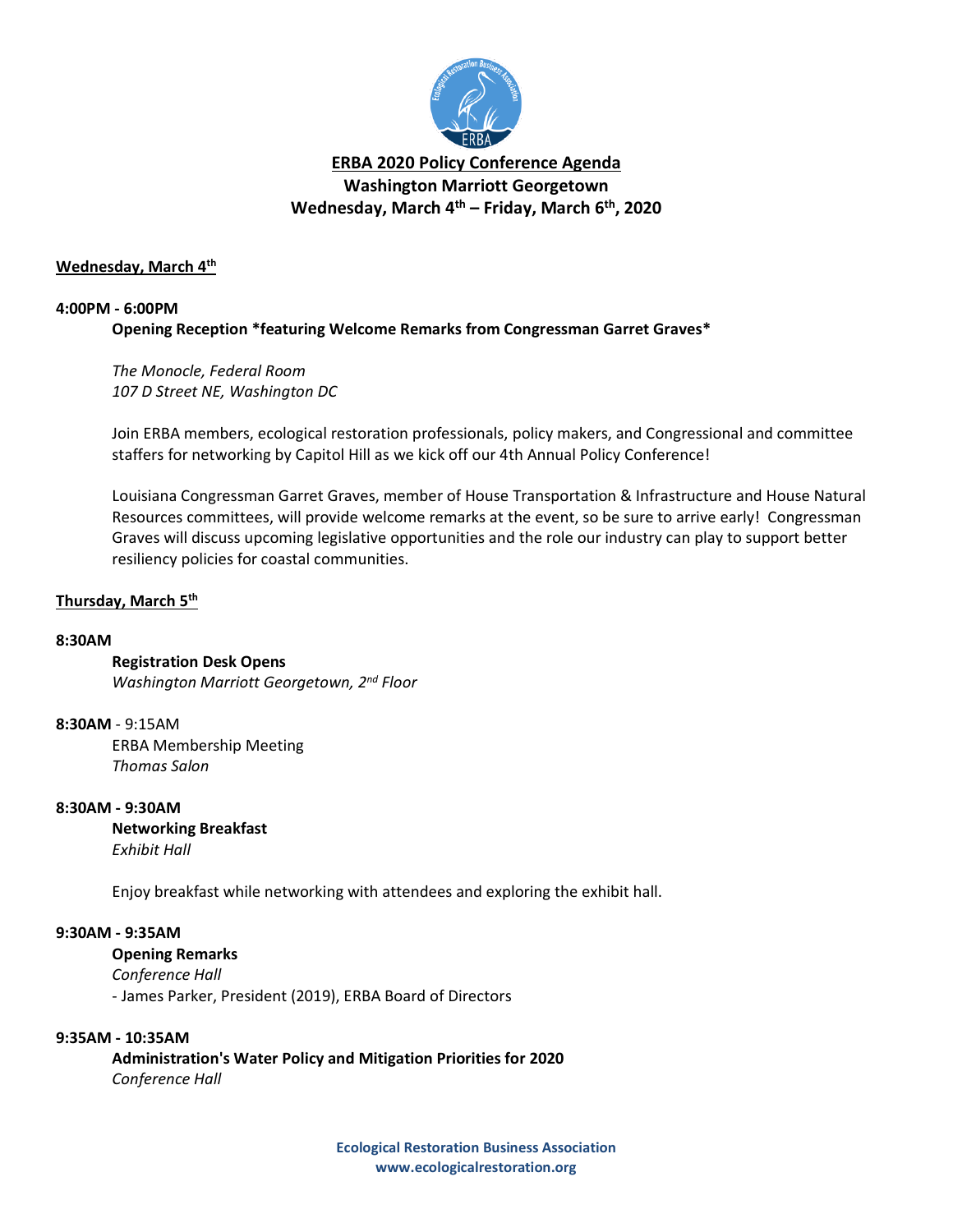# ERBA 2020 Policy Conference Agenda

## Washington Marriott Georgetown

## Wednesday, March 4th – Friday, March 6th, 2020

### Wednesday, March 4th

**4:00PM - 6:00PM**

**Opening Reception *featuring Welcome Remarks from Congressman Garret Graves***

*The Monocle, Federal Room*
*107 D Street NE, Washington DC*

Join ERBA members, ecological restoration professionals, policy makers, and Congressional and committee staffers for networking by Capitol Hill as we kick off our 4th Annual Policy Conference!

Louisiana Congressman Garret Graves, member of House Transportation & Infrastructure and House Natural Resources committees, will provide welcome remarks at the event, so be sure to arrive early! Congressman Graves will discuss upcoming legislative opportunities and the role our industry can play to support better resiliency policies for coastal communities.

### Thursday, March 5th

**8:30AM**

**Registration Desk Opens**
*Washington Marriott Georgetown, 2nd Floor*

**8:30AM** - 9:15AM

ERBA Membership Meeting
*Thomas Salon*

**8:30AM - 9:30AM**

**Networking Breakfast**
*Exhibit Hall*

Enjoy breakfast while networking with attendees and exploring the exhibit hall.

**9:30AM - 9:35AM**

**Opening Remarks**
*Conference Hall*
- James Parker, President (2019), ERBA Board of Directors

**9:35AM - 10:35AM**

**Administration's Water Policy and Mitigation Priorities for 2020**
*Conference Hall*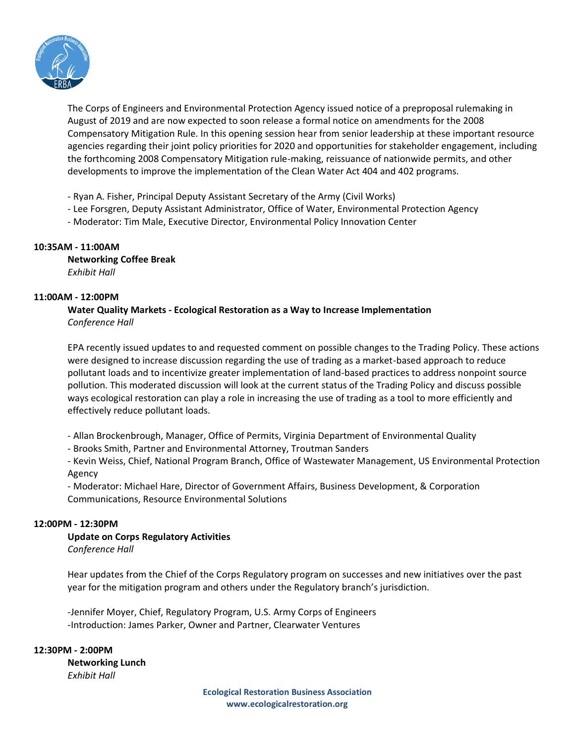The Corps of Engineers and Environmental Protection Agency issued notice of a preproposal rulemaking in August of 2019 and are now expected to soon release a formal notice on amendments for the 2008 Compensatory Mitigation Rule. In this opening session hear from senior leadership at these important resource agencies regarding their joint policy priorities for 2020 and opportunities for stakeholder engagement, including the forthcoming 2008 Compensatory Mitigation rule-making, reissuance of nationwide permits, and other developments to improve the implementation of the Clean Water Act 404 and 402 programs.

- Ryan A. Fisher, Principal Deputy Assistant Secretary of the Army (Civil Works)
- Lee Forsgren, Deputy Assistant Administrator, Office of Water, Environmental Protection Agency
- Moderator: Tim Male, Executive Director, Environmental Policy Innovation Center

**10:35AM - 11:00AM**

**Networking Coffee Break**
*Exhibit Hall*

**11:00AM - 12:00PM**

**Water Quality Markets - Ecological Restoration as a Way to Increase Implementation**
*Conference Hall*

EPA recently issued updates to and requested comment on possible changes to the Trading Policy. These actions were designed to increase discussion regarding the use of trading as a market-based approach to reduce pollutant loads and to incentivize greater implementation of land-based practices to address nonpoint source pollution. This moderated discussion will look at the current status of the Trading Policy and discuss possible ways ecological restoration can play a role in increasing the use of trading as a tool to more efficiently and effectively reduce pollutant loads.

- Allan Brockenbrough, Manager, Office of Permits, Virginia Department of Environmental Quality
- Brooks Smith, Partner and Environmental Attorney, Troutman Sanders
- Kevin Weiss, Chief, National Program Branch, Office of Wastewater Management, US Environmental Protection Agency
- Moderator: Michael Hare, Director of Government Affairs, Business Development, & Corporation Communications, Resource Environmental Solutions

**12:00PM - 12:30PM**

**Update on Corps Regulatory Activities**
*Conference Hall*

Hear updates from the Chief of the Corps Regulatory program on successes and new initiatives over the past year for the mitigation program and others under the Regulatory branch's jurisdiction.

-Jennifer Moyer, Chief, Regulatory Program, U.S. Army Corps of Engineers
-Introduction: James Parker, Owner and Partner, Clearwater Ventures

**12:30PM - 2:00PM**

**Networking Lunch**
*Exhibit Hall*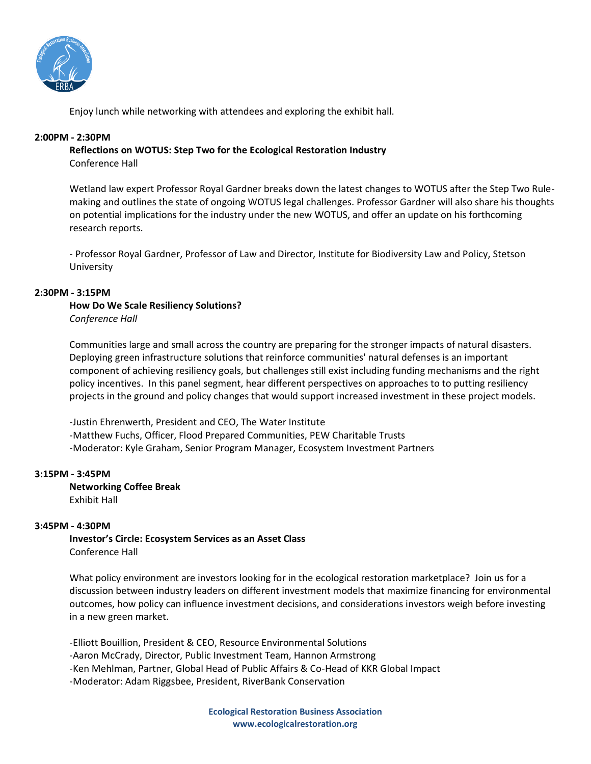Enjoy lunch while networking with attendees and exploring the exhibit hall.

**2:00PM - 2:30PM**

**Reflections on WOTUS: Step Two for the Ecological Restoration Industry**
Conference Hall

Wetland law expert Professor Royal Gardner breaks down the latest changes to WOTUS after the Step Two Rule-making and outlines the state of ongoing WOTUS legal challenges. Professor Gardner will also share his thoughts on potential implications for the industry under the new WOTUS, and offer an update on his forthcoming research reports.

- Professor Royal Gardner, Professor of Law and Director, Institute for Biodiversity Law and Policy, Stetson University

**2:30PM - 3:15PM**

**How Do We Scale Resiliency Solutions?**
*Conference Hall*

Communities large and small across the country are preparing for the stronger impacts of natural disasters. Deploying green infrastructure solutions that reinforce communities' natural defenses is an important component of achieving resiliency goals, but challenges still exist including funding mechanisms and the right policy incentives. In this panel segment, hear different perspectives on approaches to to putting resiliency projects in the ground and policy changes that would support increased investment in these project models.

-Justin Ehrenwerth, President and CEO, The Water Institute
-Matthew Fuchs, Officer, Flood Prepared Communities, PEW Charitable Trusts
-Moderator: Kyle Graham, Senior Program Manager, Ecosystem Investment Partners

**3:15PM - 3:45PM**

**Networking Coffee Break**
Exhibit Hall

**3:45PM - 4:30PM**

**Investor's Circle: Ecosystem Services as an Asset Class**
Conference Hall

What policy environment are investors looking for in the ecological restoration marketplace? Join us for a discussion between industry leaders on different investment models that maximize financing for environmental outcomes, how policy can influence investment decisions, and considerations investors weigh before investing in a new green market.

-Elliott Bouillion, President & CEO, Resource Environmental Solutions
-Aaron McCrady, Director, Public Investment Team, Hannon Armstrong
-Ken Mehlman, Partner, Global Head of Public Affairs & Co-Head of KKR Global Impact
-Moderator: Adam Riggsbee, President, RiverBank Conservation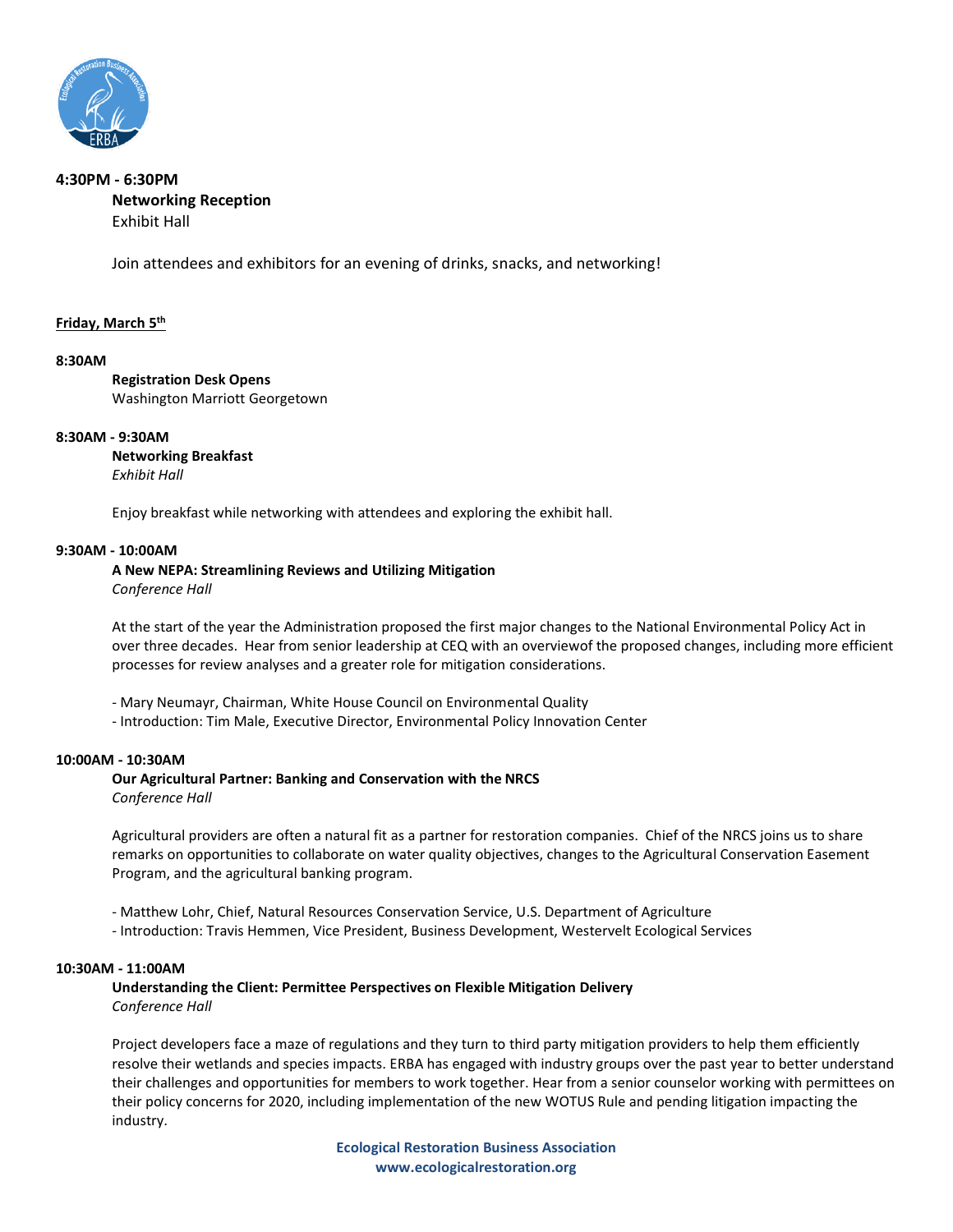**4:30PM - 6:30PM**

**Networking Reception**
Exhibit Hall

Join attendees and exhibitors for an evening of drinks, snacks, and networking!

**Friday, March 5th**

**8:30AM**

**Registration Desk Opens**
Washington Marriott Georgetown

**8:30AM - 9:30AM**

**Networking Breakfast**
*Exhibit Hall*

Enjoy breakfast while networking with attendees and exploring the exhibit hall.

**9:30AM - 10:00AM**

**A New NEPA: Streamlining Reviews and Utilizing Mitigation**
*Conference Hall*

At the start of the year the Administration proposed the first major changes to the National Environmental Policy Act in over three decades. Hear from senior leadership at CEQ with an overviewof the proposed changes, including more efficient processes for review analyses and a greater role for mitigation considerations.

- Mary Neumayr, Chairman, White House Council on Environmental Quality
- Introduction: Tim Male, Executive Director, Environmental Policy Innovation Center

**10:00AM - 10:30AM**

**Our Agricultural Partner: Banking and Conservation with the NRCS**
*Conference Hall*

Agricultural providers are often a natural fit as a partner for restoration companies. Chief of the NRCS joins us to share remarks on opportunities to collaborate on water quality objectives, changes to the Agricultural Conservation Easement Program, and the agricultural banking program.

- Matthew Lohr, Chief, Natural Resources Conservation Service, U.S. Department of Agriculture
- Introduction: Travis Hemmen, Vice President, Business Development, Westervelt Ecological Services

**10:30AM - 11:00AM**

**Understanding the Client: Permittee Perspectives on Flexible Mitigation Delivery**
*Conference Hall*

Project developers face a maze of regulations and they turn to third party mitigation providers to help them efficiently resolve their wetlands and species impacts. ERBA has engaged with industry groups over the past year to better understand their challenges and opportunities for members to work together. Hear from a senior counselor working with permittees on their policy concerns for 2020, including implementation of the new WOTUS Rule and pending litigation impacting the industry.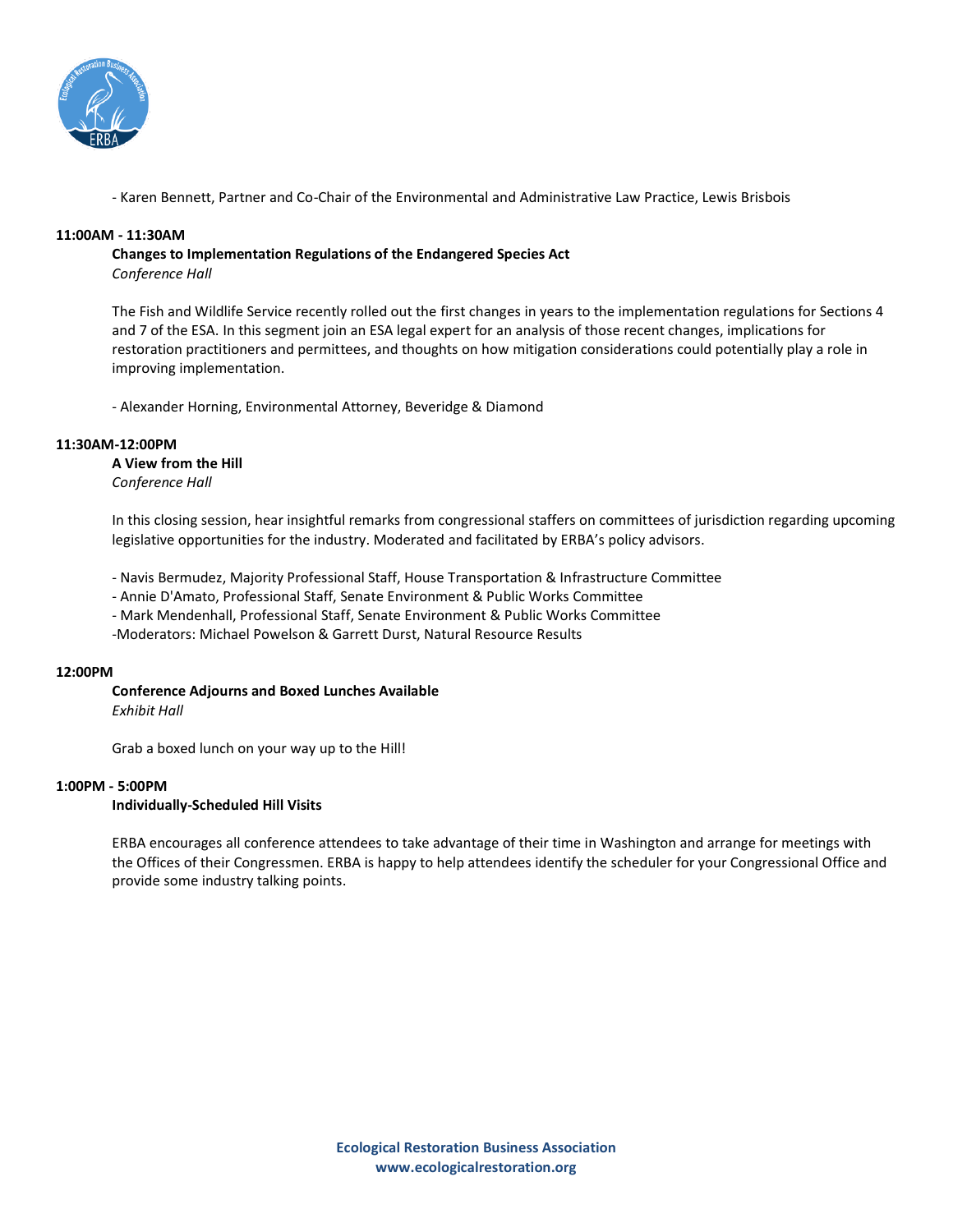- Karen Bennett, Partner and Co-Chair of the Environmental and Administrative Law Practice, Lewis Brisbois

**11:00AM - 11:30AM**

**Changes to Implementation Regulations of the Endangered Species Act**

*Conference Hall*

The Fish and Wildlife Service recently rolled out the first changes in years to the implementation regulations for Sections 4 and 7 of the ESA. In this segment join an ESA legal expert for an analysis of those recent changes, implications for restoration practitioners and permittees, and thoughts on how mitigation considerations could potentially play a role in improving implementation.

- Alexander Horning, Environmental Attorney, Beveridge & Diamond

**11:30AM-12:00PM**

**A View from the Hill**

*Conference Hall*

In this closing session, hear insightful remarks from congressional staffers on committees of jurisdiction regarding upcoming legislative opportunities for the industry. Moderated and facilitated by ERBA's policy advisors.

- Navis Bermudez, Majority Professional Staff, House Transportation & Infrastructure Committee
- Annie D'Amato, Professional Staff, Senate Environment & Public Works Committee
- Mark Mendenhall, Professional Staff, Senate Environment & Public Works Committee
- Moderators: Michael Powelson & Garrett Durst, Natural Resource Results

**12:00PM**

**Conference Adjourns and Boxed Lunches Available**

*Exhibit Hall*

Grab a boxed lunch on your way up to the Hill!

**1:00PM - 5:00PM**

**Individually-Scheduled Hill Visits**

ERBA encourages all conference attendees to take advantage of their time in Washington and arrange for meetings with the Offices of their Congressmen. ERBA is happy to help attendees identify the scheduler for your Congressional Office and provide some industry talking points.